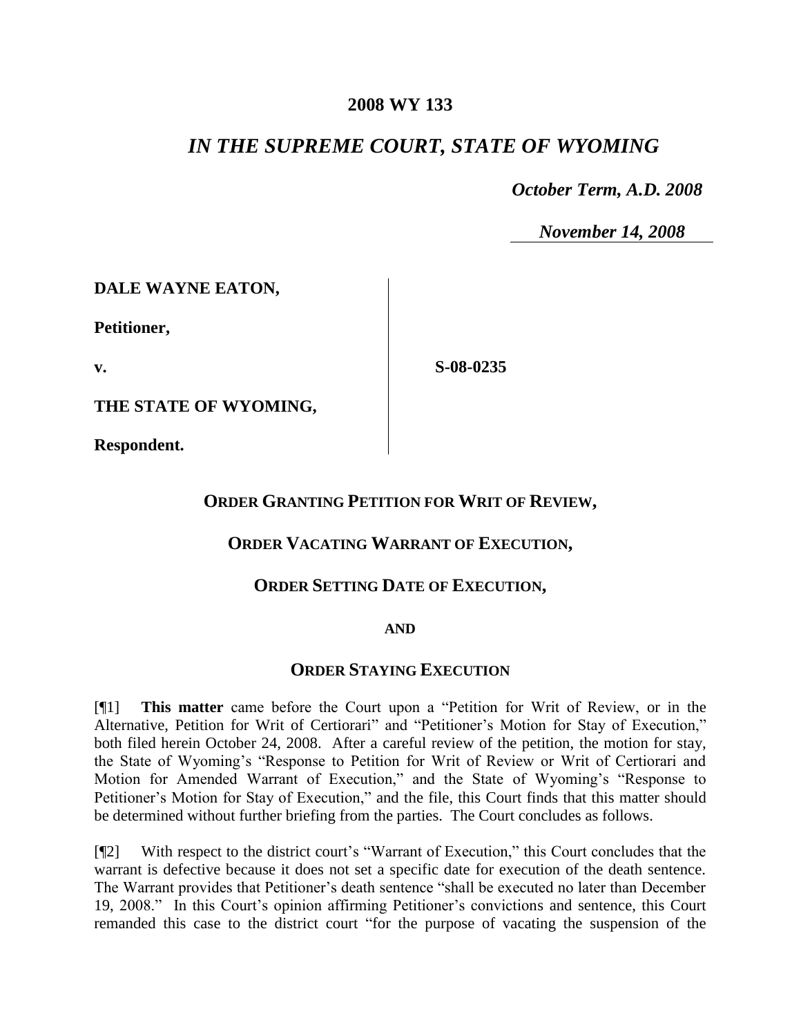**2008 WY 133**

## *IN THE SUPREME COURT, STATE OF WYOMING*

*October Term, A.D. 2008*

*November 14, 2008*

**DALE WAYNE EATON,**

**Petitioner,**

**v.**

**S-08-0235**

**THE STATE OF WYOMING,**

**Respondent.**

**ORDER GRANTING PETITION FOR WRIT OF REVIEW,**

**ORDER VACATING WARRANT OF EXECUTION,**

**ORDER SETTING DATE OF EXECUTION,**

**AND**

**ORDER STAYING EXECUTION**

[¶1] **This matter** came before the Court upon a "Petition for Writ of Review, or in the Alternative, Petition for Writ of Certiorari" and "Petitioner's Motion for Stay of Execution," both filed herein October 24, 2008. After a careful review of the petition, the motion for stay, the State of Wyoming's "Response to Petition for Writ of Review or Writ of Certiorari and Motion for Amended Warrant of Execution," and the State of Wyoming's "Response to Petitioner's Motion for Stay of Execution," and the file, this Court finds that this matter should be determined without further briefing from the parties. The Court concludes as follows.

[¶2] With respect to the district court's "Warrant of Execution," this Court concludes that the warrant is defective because it does not set a specific date for execution of the death sentence. The Warrant provides that Petitioner's death sentence "shall be executed no later than December 19, 2008." In this Court's opinion affirming Petitioner's convictions and sentence, this Court remanded this case to the district court "for the purpose of vacating the suspension of the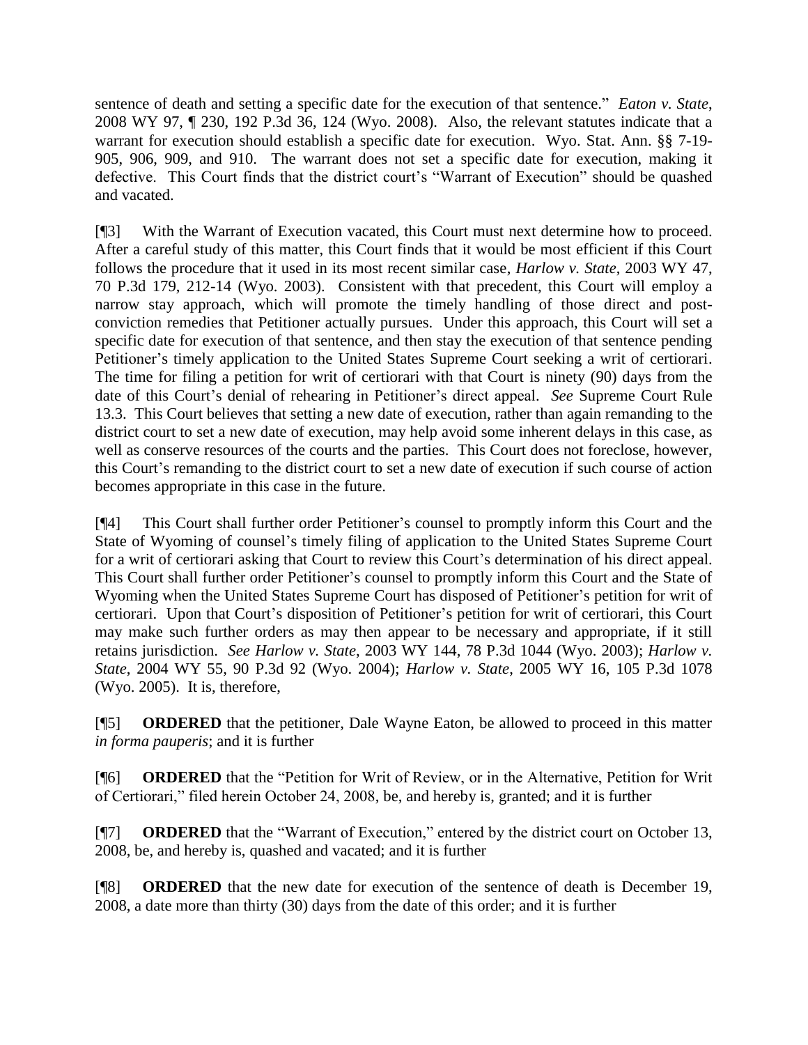sentence of death and setting a specific date for the execution of that sentence." *Eaton v. State*, 2008 WY 97, ¶ 230, 192 P.3d 36, 124 (Wyo. 2008). Also, the relevant statutes indicate that a warrant for execution should establish a specific date for execution. Wyo. Stat. Ann. §§ 7-19-905, 906, 909, and 910. The warrant does not set a specific date for execution, making it defective. This Court finds that the district court's "Warrant of Execution" should be quashed and vacated.

[¶3] With the Warrant of Execution vacated, this Court must next determine how to proceed. After a careful study of this matter, this Court finds that it would be most efficient if this Court follows the procedure that it used in its most recent similar case, *Harlow v. State*, 2003 WY 47, 70 P.3d 179, 212-14 (Wyo. 2003). Consistent with that precedent, this Court will employ a narrow stay approach, which will promote the timely handling of those direct and post-conviction remedies that Petitioner actually pursues. Under this approach, this Court will set a specific date for execution of that sentence, and then stay the execution of that sentence pending Petitioner's timely application to the United States Supreme Court seeking a writ of certiorari. The time for filing a petition for writ of certiorari with that Court is ninety (90) days from the date of this Court's denial of rehearing in Petitioner's direct appeal. *See* Supreme Court Rule 13.3. This Court believes that setting a new date of execution, rather than again remanding to the district court to set a new date of execution, may help avoid some inherent delays in this case, as well as conserve resources of the courts and the parties. This Court does not foreclose, however, this Court's remanding to the district court to set a new date of execution if such course of action becomes appropriate in this case in the future.

[¶4] This Court shall further order Petitioner's counsel to promptly inform this Court and the State of Wyoming of counsel's timely filing of application to the United States Supreme Court for a writ of certiorari asking that Court to review this Court's determination of his direct appeal. This Court shall further order Petitioner's counsel to promptly inform this Court and the State of Wyoming when the United States Supreme Court has disposed of Petitioner's petition for writ of certiorari. Upon that Court's disposition of Petitioner's petition for writ of certiorari, this Court may make such further orders as may then appear to be necessary and appropriate, if it still retains jurisdiction. *See Harlow v. State*, 2003 WY 144, 78 P.3d 1044 (Wyo. 2003); *Harlow v. State*, 2004 WY 55, 90 P.3d 92 (Wyo. 2004); *Harlow v. State*, 2005 WY 16, 105 P.3d 1078 (Wyo. 2005). It is, therefore,

[¶5] **ORDERED** that the petitioner, Dale Wayne Eaton, be allowed to proceed in this matter *in forma pauperis*; and it is further

[¶6] **ORDERED** that the "Petition for Writ of Review, or in the Alternative, Petition for Writ of Certiorari," filed herein October 24, 2008, be, and hereby is, granted; and it is further

[¶7] **ORDERED** that the "Warrant of Execution," entered by the district court on October 13, 2008, be, and hereby is, quashed and vacated; and it is further

[¶8] **ORDERED** that the new date for execution of the sentence of death is December 19, 2008, a date more than thirty (30) days from the date of this order; and it is further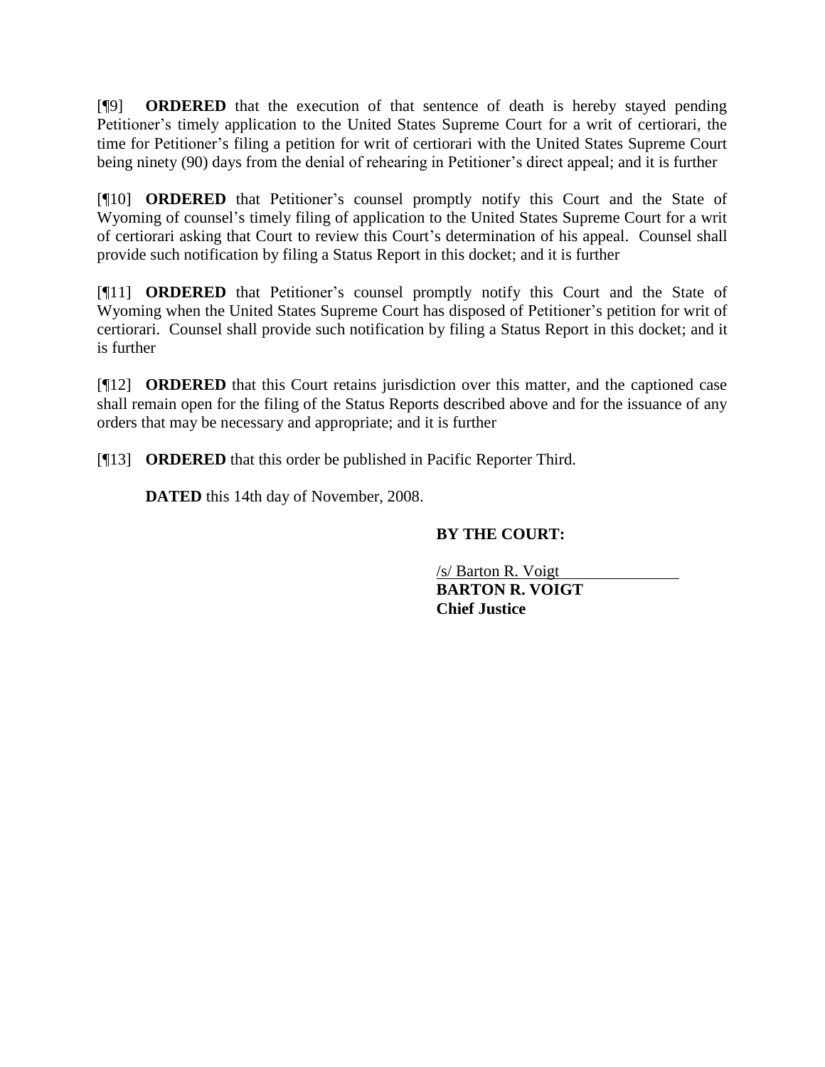[¶9] **ORDERED** that the execution of that sentence of death is hereby stayed pending Petitioner's timely application to the United States Supreme Court for a writ of certiorari, the time for Petitioner's filing a petition for writ of certiorari with the United States Supreme Court being ninety (90) days from the denial of rehearing in Petitioner's direct appeal; and it is further

[¶10] **ORDERED** that Petitioner's counsel promptly notify this Court and the State of Wyoming of counsel's timely filing of application to the United States Supreme Court for a writ of certiorari asking that Court to review this Court's determination of his appeal. Counsel shall provide such notification by filing a Status Report in this docket; and it is further

[¶11] **ORDERED** that Petitioner's counsel promptly notify this Court and the State of Wyoming when the United States Supreme Court has disposed of Petitioner's petition for writ of certiorari. Counsel shall provide such notification by filing a Status Report in this docket; and it is further

[¶12] **ORDERED** that this Court retains jurisdiction over this matter, and the captioned case shall remain open for the filing of the Status Reports described above and for the issuance of any orders that may be necessary and appropriate; and it is further

[¶13] **ORDERED** that this order be published in Pacific Reporter Third.

**DATED** this 14th day of November, 2008.

**BY THE COURT:**

/s/ Barton R. Voigt
**BARTON R. VOIGT**
**Chief Justice**